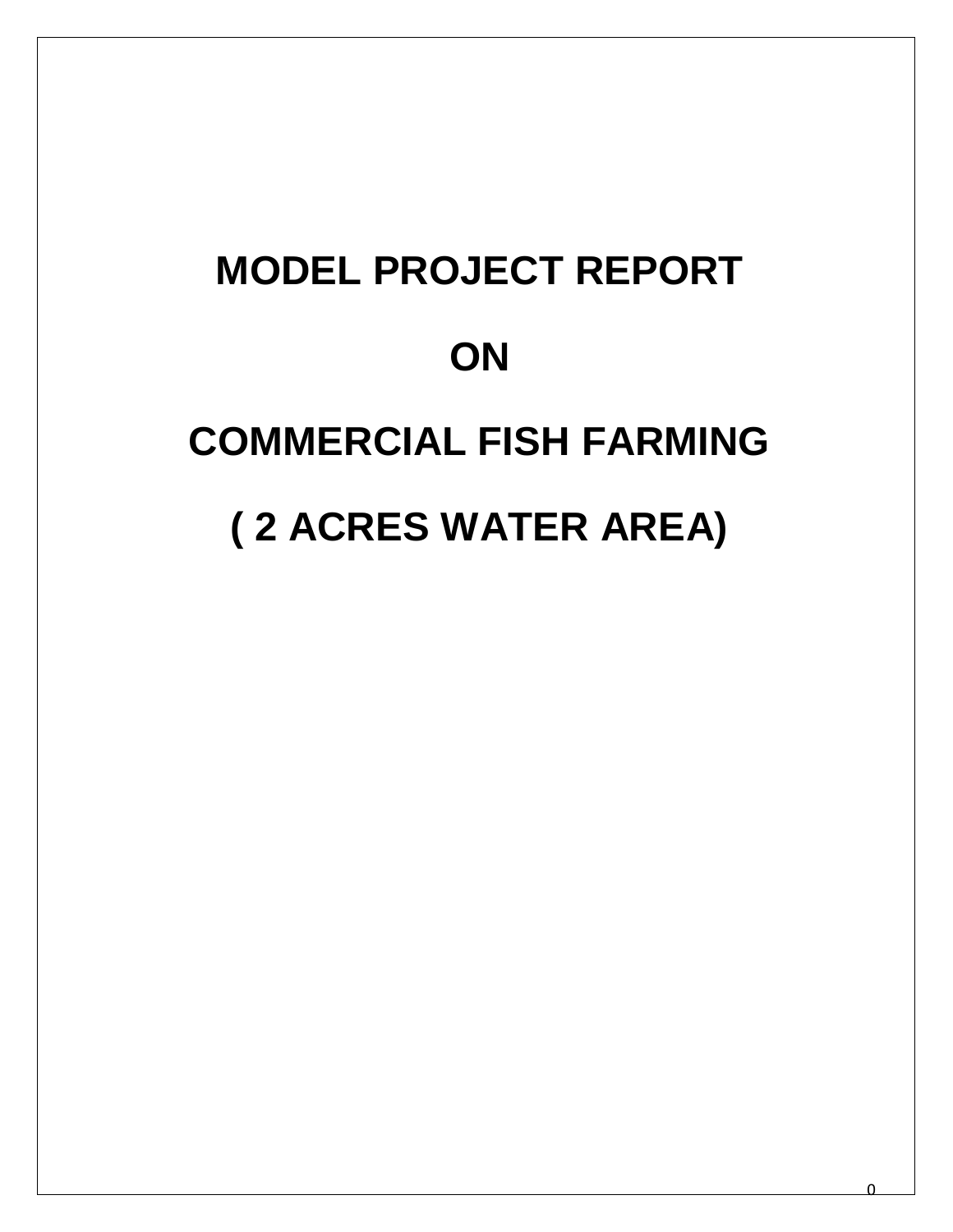# MODEL PROJECT REPORT

# ON

# COMMERCIAL FISH FARMING

# ( 2 ACRES WATER AREA)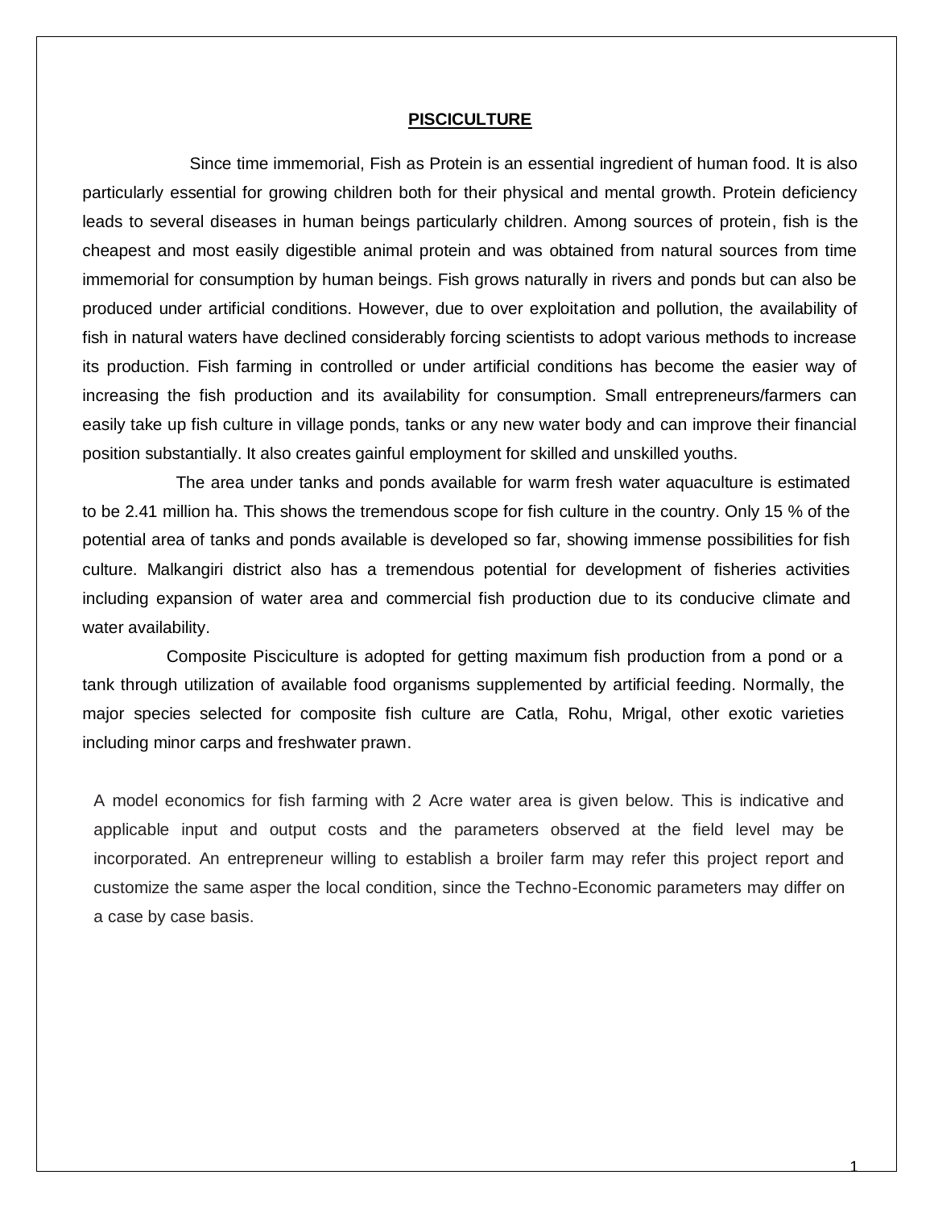# PISCICULTURE

Since time immemorial, Fish as Protein is an essential ingredient of human food. It is also particularly essential for growing children both for their physical and mental growth. Protein deficiency leads to several diseases in human beings particularly children. Among sources of protein, fish is the cheapest and most easily digestible animal protein and was obtained from natural sources from time immemorial for consumption by human beings. Fish grows naturally in rivers and ponds but can also be produced under artificial conditions. However, due to over exploitation and pollution, the availability of fish in natural waters have declined considerably forcing scientists to adopt various methods to increase its production. Fish farming in controlled or under artificial conditions has become the easier way of increasing the fish production and its availability for consumption. Small entrepreneurs/farmers can easily take up fish culture in village ponds, tanks or any new water body and can improve their financial position substantially. It also creates gainful employment for skilled and unskilled youths.

The area under tanks and ponds available for warm fresh water aquaculture is estimated to be 2.41 million ha. This shows the tremendous scope for fish culture in the country. Only 15 % of the potential area of tanks and ponds available is developed so far, showing immense possibilities for fish culture. Malkangiri district also has a tremendous potential for development of fisheries activities including expansion of water area and commercial fish production due to its conducive climate and water availability.

Composite Pisciculture is adopted for getting maximum fish production from a pond or a tank through utilization of available food organisms supplemented by artificial feeding. Normally, the major species selected for composite fish culture are Catla, Rohu, Mrigal, other exotic varieties including minor carps and freshwater prawn.

A model economics for fish farming with 2 Acre water area is given below. This is indicative and applicable input and output costs and the parameters observed at the field level may be incorporated. An entrepreneur willing to establish a broiler farm may refer this project report and customize the same asper the local condition, since the Techno-Economic parameters may differ on a case by case basis.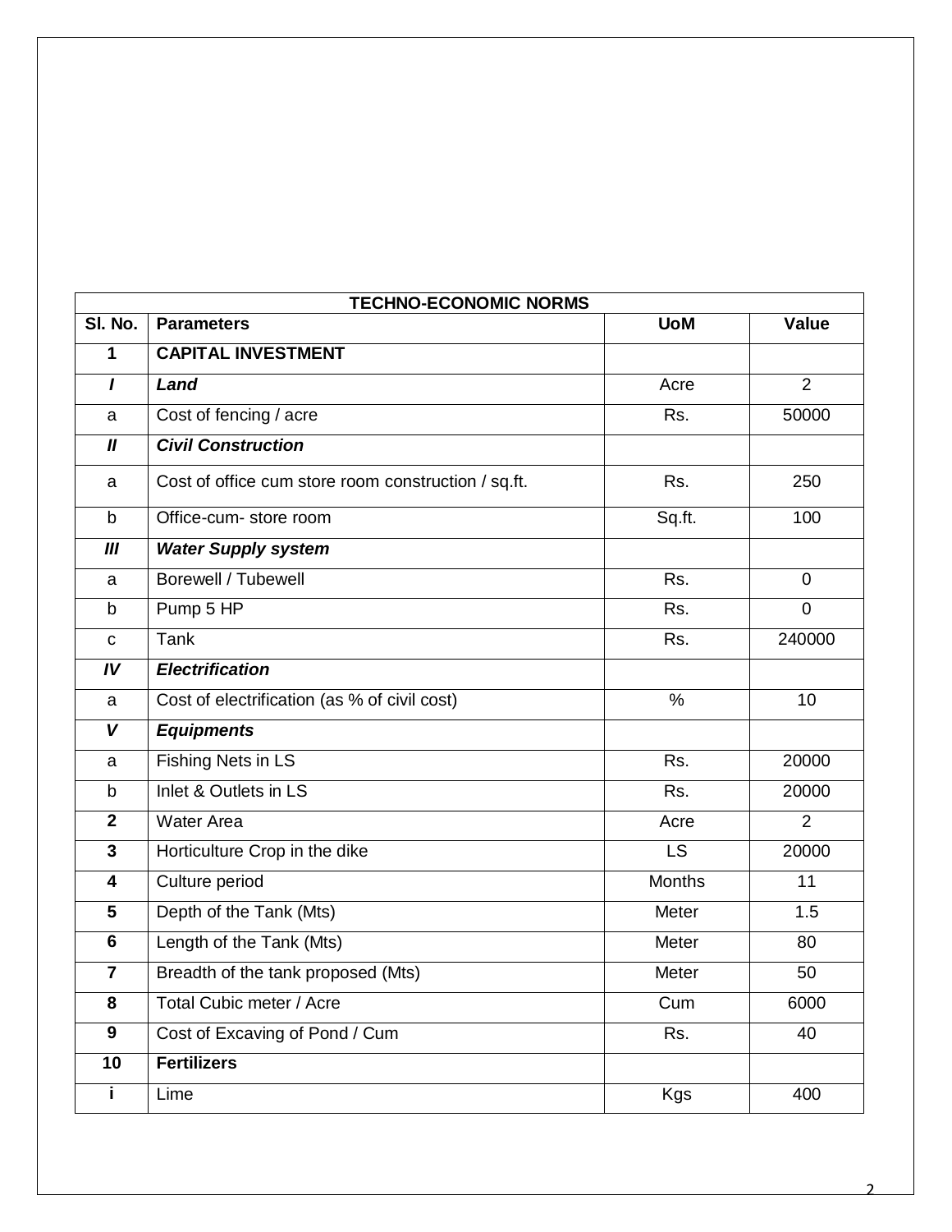| TECHNO-ECONOMIC NORMS | | | |
|---|---|---|---|
| **Sl. No.** | **Parameters** | **UoM** | **Value** |
| **1** | **CAPITAL INVESTMENT** | | |
| ***I*** | ***Land*** | Acre | 2 |
| a | Cost of fencing / acre | Rs. | 50000 |
| ***II*** | ***Civil Construction*** | | |
| a | Cost of office cum store room construction / sq.ft. | Rs. | 250 |
| b | Office-cum- store room | Sq.ft. | 100 |
| ***III*** | ***Water Supply system*** | | |
| a | Borewell / Tubewell | Rs. | 0 |
| b | Pump 5 HP | Rs. | 0 |
| c | Tank | Rs. | 240000 |
| ***IV*** | ***Electrification*** | | |
| a | Cost of electrification (as % of civil cost) | % | 10 |
| ***V*** | ***Equipments*** | | |
| a | Fishing Nets in LS | Rs. | 20000 |
| b | Inlet & Outlets in LS | Rs. | 20000 |
| **2** | Water Area | Acre | 2 |
| **3** | Horticulture Crop in the dike | LS | 20000 |
| **4** | Culture period | Months | 11 |
| **5** | Depth of the Tank (Mts) | Meter | 1.5 |
| **6** | Length of the Tank (Mts) | Meter | 80 |
| **7** | Breadth of the tank proposed (Mts) | Meter | 50 |
| **8** | Total Cubic meter / Acre | Cum | 6000 |
| **9** | Cost of Excaving of Pond / Cum | Rs. | 40 |
| **10** | **Fertilizers** | | |
| **i** | Lime | Kgs | 400 |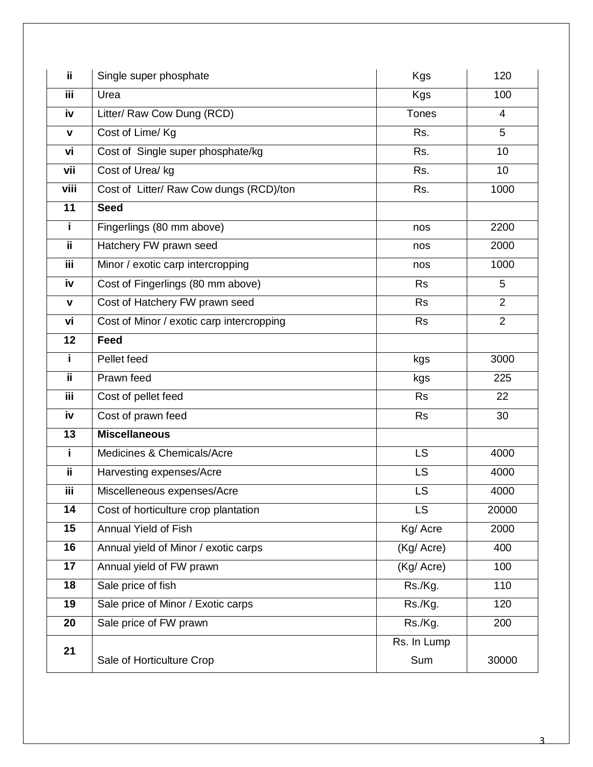| ii | Single super phosphate | Kgs | 120 |
|---|---|---|---|
| iii | Urea | Kgs | 100 |
| iv | Litter/ Raw Cow Dung (RCD) | Tones | 4 |
| v | Cost of Lime/ Kg | Rs. | 5 |
| vi | Cost of Single super phosphate/kg | Rs. | 10 |
| vii | Cost of Urea/ kg | Rs. | 10 |
| viii | Cost of Litter/ Raw Cow dungs (RCD)/ton | Rs. | 1000 |
| **11** | **Seed** | | |
| i | Fingerlings (80 mm above) | nos | 2200 |
| ii | Hatchery FW prawn seed | nos | 2000 |
| iii | Minor / exotic carp intercropping | nos | 1000 |
| iv | Cost of Fingerlings (80 mm above) | Rs | 5 |
| v | Cost of Hatchery FW prawn seed | Rs | 2 |
| vi | Cost of Minor / exotic carp intercropping | Rs | 2 |
| **12** | **Feed** | | |
| i | Pellet feed | kgs | 3000 |
| ii | Prawn feed | kgs | 225 |
| iii | Cost of pellet feed | Rs | 22 |
| iv | Cost of prawn feed | Rs | 30 |
| **13** | **Miscellaneous** | | |
| i | Medicines & Chemicals/Acre | LS | 4000 |
| ii | Harvesting expenses/Acre | LS | 4000 |
| iii | Miscelleneous expenses/Acre | LS | 4000 |
| 14 | Cost of horticulture crop plantation | LS | 20000 |
| 15 | Annual Yield of Fish | Kg/ Acre | 2000 |
| 16 | Annual yield of Minor / exotic carps | (Kg/ Acre) | 400 |
| 17 | Annual yield of FW prawn | (Kg/ Acre) | 100 |
| 18 | Sale price of fish | Rs./Kg. | 110 |
| 19 | Sale price of Minor / Exotic carps | Rs./Kg. | 120 |
| 20 | Sale price of FW prawn | Rs./Kg. | 200 |
| 21 | Sale of Horticulture Crop | Rs. In Lump Sum | 30000 |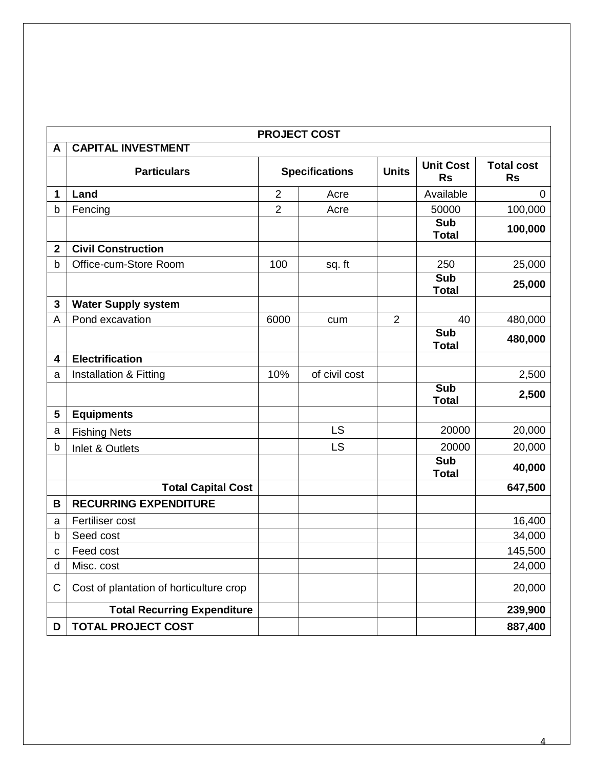| PROJECT COST | | | | | | |
|---|---|---|---|---|---|---|
| **A** | **CAPITAL INVESTMENT** | | | | | |
| | **Particulars** | **Specifications** | | **Units** | **Unit Cost Rs** | **Total cost Rs** |
| **1** | **Land** | 2 | Acre | | Available | 0 |
| b | Fencing | 2 | Acre | | 50000 | 100,000 |
| | | | | | **Sub Total** | **100,000** |
| **2** | **Civil Construction** | | | | | |
| b | Office-cum-Store Room | 100 | sq. ft | | 250 | 25,000 |
| | | | | | **Sub Total** | **25,000** |
| **3** | **Water Supply system** | | | | | |
| A | Pond excavation | 6000 | cum | 2 | 40 | 480,000 |
| | | | | | **Sub Total** | **480,000** |
| **4** | **Electrification** | | | | | |
| a | Installation & Fitting | 10% | of civil cost | | | 2,500 |
| | | | | | **Sub Total** | **2,500** |
| **5** | **Equipments** | | | | | |
| a | Fishing Nets | | LS | | 20000 | 20,000 |
| b | Inlet & Outlets | | LS | | 20000 | 20,000 |
| | | | | | **Sub Total** | **40,000** |
| | **Total Capital Cost** | | | | | **647,500** |
| **B** | **RECURRING EXPENDITURE** | | | | | |
| a | Fertiliser cost | | | | | 16,400 |
| b | Seed cost | | | | | 34,000 |
| c | Feed cost | | | | | 145,500 |
| d | Misc. cost | | | | | 24,000 |
| C | Cost of plantation of horticulture crop | | | | | 20,000 |
| | **Total Recurring Expenditure** | | | | | **239,900** |
| **D** | **TOTAL PROJECT COST** | | | | | **887,400** |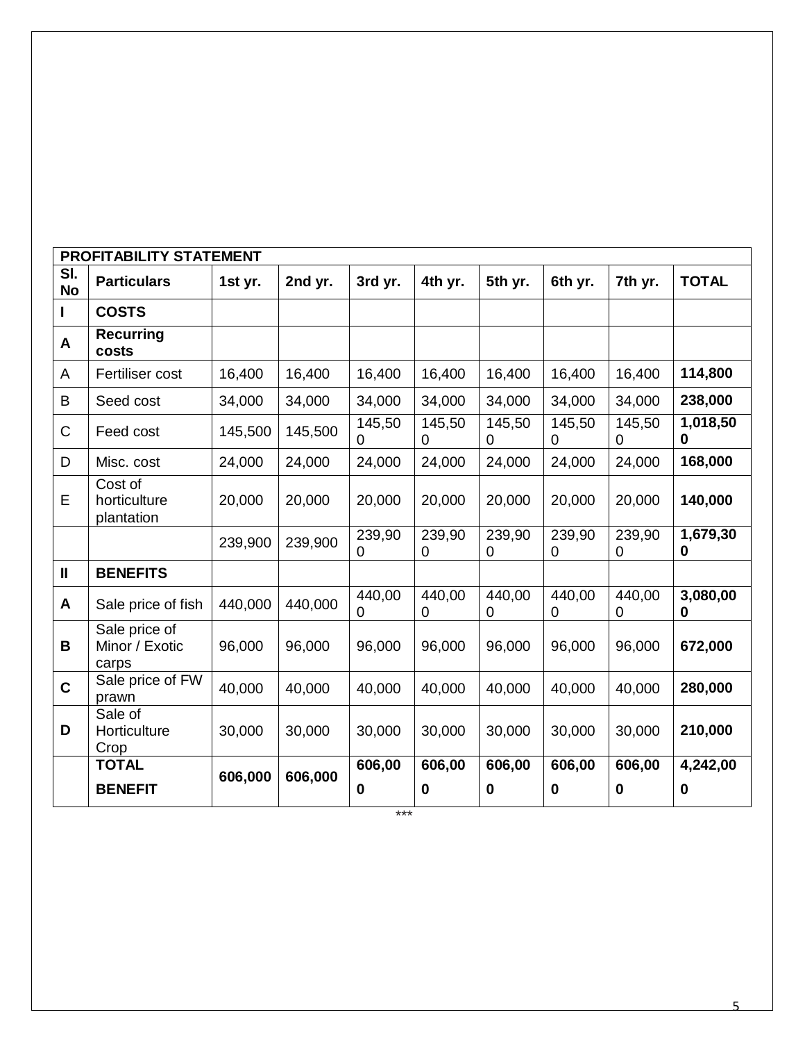| PROFITABILITY STATEMENT | | | | | | | | | |
|---|---|---|---|---|---|---|---|---|---|
| **Sl. No** | **Particulars** | **1st yr.** | **2nd yr.** | **3rd yr.** | **4th yr.** | **5th yr.** | **6th yr.** | **7th yr.** | **TOTAL** |
| **I** | **COSTS** | | | | | | | | |
| **A** | **Recurring costs** | | | | | | | | |
| A | Fertiliser cost | 16,400 | 16,400 | 16,400 | 16,400 | 16,400 | 16,400 | 16,400 | **114,800** |
| B | Seed cost | 34,000 | 34,000 | 34,000 | 34,000 | 34,000 | 34,000 | 34,000 | **238,000** |
| C | Feed cost | 145,500 | 145,500 | 145,500 | 145,500 | 145,500 | 145,500 | 145,500 | **1,018,500** |
| D | Misc. cost | 24,000 | 24,000 | 24,000 | 24,000 | 24,000 | 24,000 | 24,000 | **168,000** |
| E | Cost of horticulture plantation | 20,000 | 20,000 | 20,000 | 20,000 | 20,000 | 20,000 | 20,000 | **140,000** |
| | | 239,900 | 239,900 | 239,900 | 239,900 | 239,900 | 239,900 | 239,900 | **1,679,300** |
| **II** | **BENEFITS** | | | | | | | | |
| **A** | Sale price of fish | 440,000 | 440,000 | 440,000 | 440,000 | 440,000 | 440,000 | 440,000 | **3,080,000** |
| **B** | Sale price of Minor / Exotic carps | 96,000 | 96,000 | 96,000 | 96,000 | 96,000 | 96,000 | 96,000 | **672,000** |
| **C** | Sale price of FW prawn | 40,000 | 40,000 | 40,000 | 40,000 | 40,000 | 40,000 | 40,000 | **280,000** |
| **D** | Sale of Horticulture Crop | 30,000 | 30,000 | 30,000 | 30,000 | 30,000 | 30,000 | 30,000 | **210,000** |
| | **TOTAL BENEFIT** | **606,000** | **606,000** | **606,000** | **606,000** | **606,000** | **606,000** | **606,000** | **4,242,000** |

***